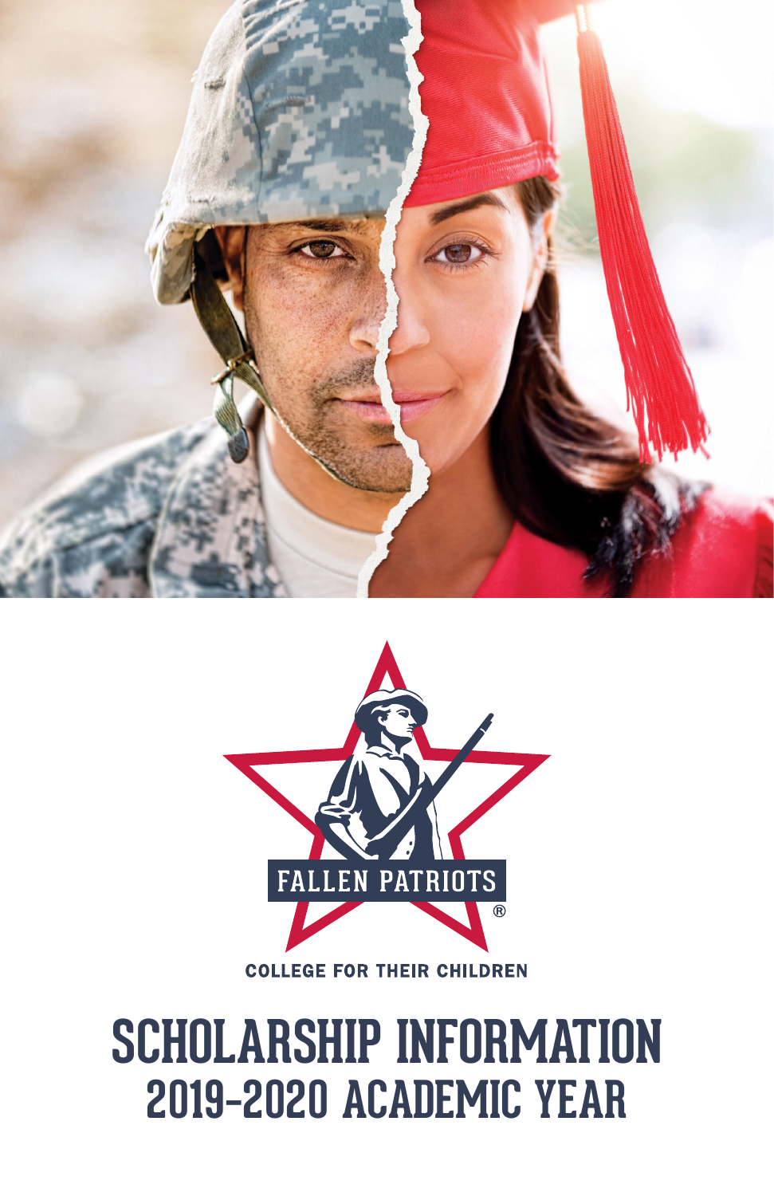FALLEN PATRIOTS®

COLLEGE FOR THEIR CHILDREN

# SCHOLARSHIP INFORMATION
## 2019-2020 ACADEMIC YEAR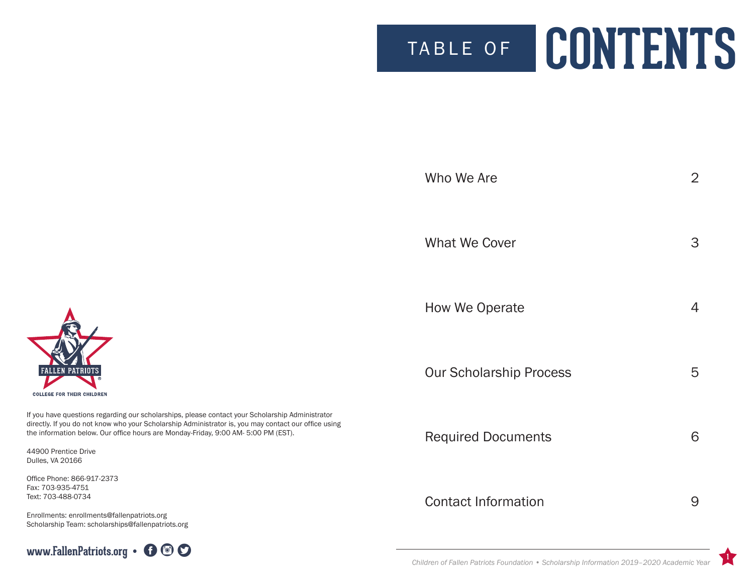# TABLE OF CONTENTS

| | |
|---|---|
| Who We Are | 2 |
| What We Cover | 3 |
| How We Operate | 4 |
| Our Scholarship Process | 5 |
| Required Documents | 6 |
| Contact Information | 9 |

FALLEN PATRIOTS

COLLEGE FOR THEIR CHILDREN

If you have questions regarding our scholarships, please contact your Scholarship Administrator directly. If you do not know who your Scholarship Administrator is, you may contact our office using the information below. Our office hours are Monday-Friday, 9:00 AM- 5:00 PM (EST).

44900 Prentice Drive
Dulles, VA 20166

Office Phone: 866-917-2373
Fax: 703-935-4751
Text: 703-488-0734

Enrollments: enrollments@fallenpatriots.org
Scholarship Team: scholarships@fallenpatriots.org

www.FallenPatriots.org •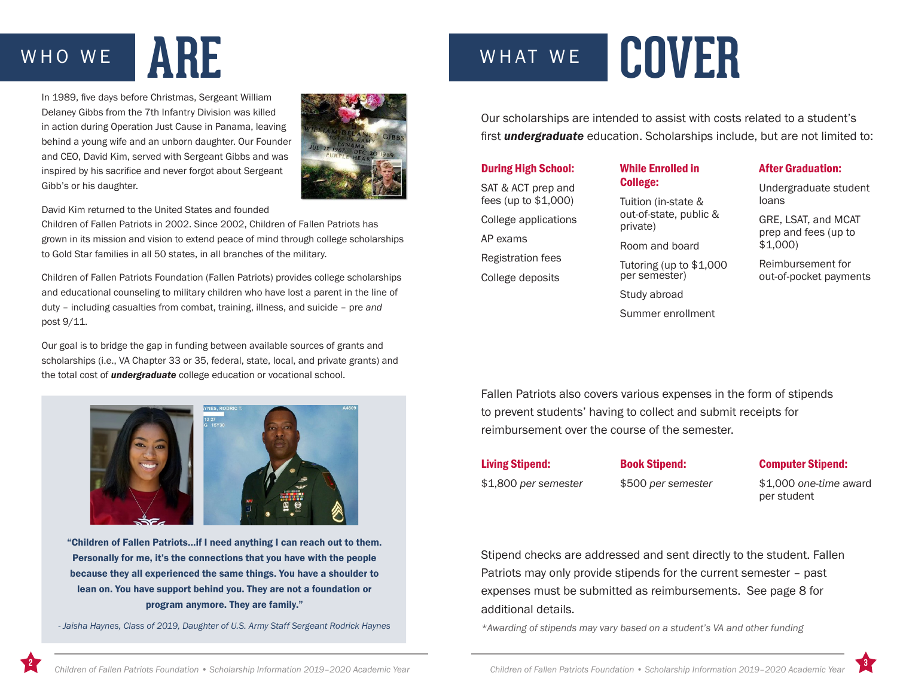# WHO WE ARE

In 1989, five days before Christmas, Sergeant William Delaney Gibbs from the 7th Infantry Division was killed in action during Operation Just Cause in Panama, leaving behind a young wife and an unborn daughter. Our Founder and CEO, David Kim, served with Sergeant Gibbs and was inspired by his sacrifice and never forgot about Sergeant Gibb's or his daughter.

David Kim returned to the United States and founded Children of Fallen Patriots in 2002. Since 2002, Children of Fallen Patriots has grown in its mission and vision to extend peace of mind through college scholarships to Gold Star families in all 50 states, in all branches of the military.

Children of Fallen Patriots Foundation (Fallen Patriots) provides college scholarships and educational counseling to military children who have lost a parent in the line of duty – including casualties from combat, training, illness, and suicide – pre *and* post 9/11.

Our goal is to bridge the gap in funding between available sources of grants and scholarships (i.e., VA Chapter 33 or 35, federal, state, local, and private grants) and the total cost of ***undergraduate*** college education or vocational school.

**"Children of Fallen Patriots...if I need anything I can reach out to them. Personally for me, it's the connections that you have with the people because they all experienced the same things. You have a shoulder to lean on. You have support behind you. They are not a foundation or program anymore. They are family."**

*- Jaisha Haynes, Class of 2019, Daughter of U.S. Army Staff Sergeant Rodrick Haynes*

# WHAT WE COVER

Our scholarships are intended to assist with costs related to a student's first ***undergraduate*** education. Scholarships include, but are not limited to:

**During High School:**

- SAT & ACT prep and fees (up to $1,000)
- College applications
- AP exams
- Registration fees
- College deposits

**While Enrolled in College:**

- Tuition (in-state & out-of-state, public & private)
- Room and board
- Tutoring (up to $1,000 per semester)
- Study abroad
- Summer enrollment

**After Graduation:**

- Undergraduate student loans
- GRE, LSAT, and MCAT prep and fees (up to $1,000)
- Reimbursement for out-of-pocket payments

Fallen Patriots also covers various expenses in the form of stipends to prevent students' having to collect and submit receipts for reimbursement over the course of the semester.

**Living Stipend:**
$1,800 *per semester*

**Book Stipend:**
$500 *per semester*

**Computer Stipend:**
$1,000 *one-time* award per student

Stipend checks are addressed and sent directly to the student. Fallen Patriots may only provide stipends for the current semester – past expenses must be submitted as reimbursements. See page 8 for additional details.

*\*Awarding of stipends may vary based on a student's VA and other funding*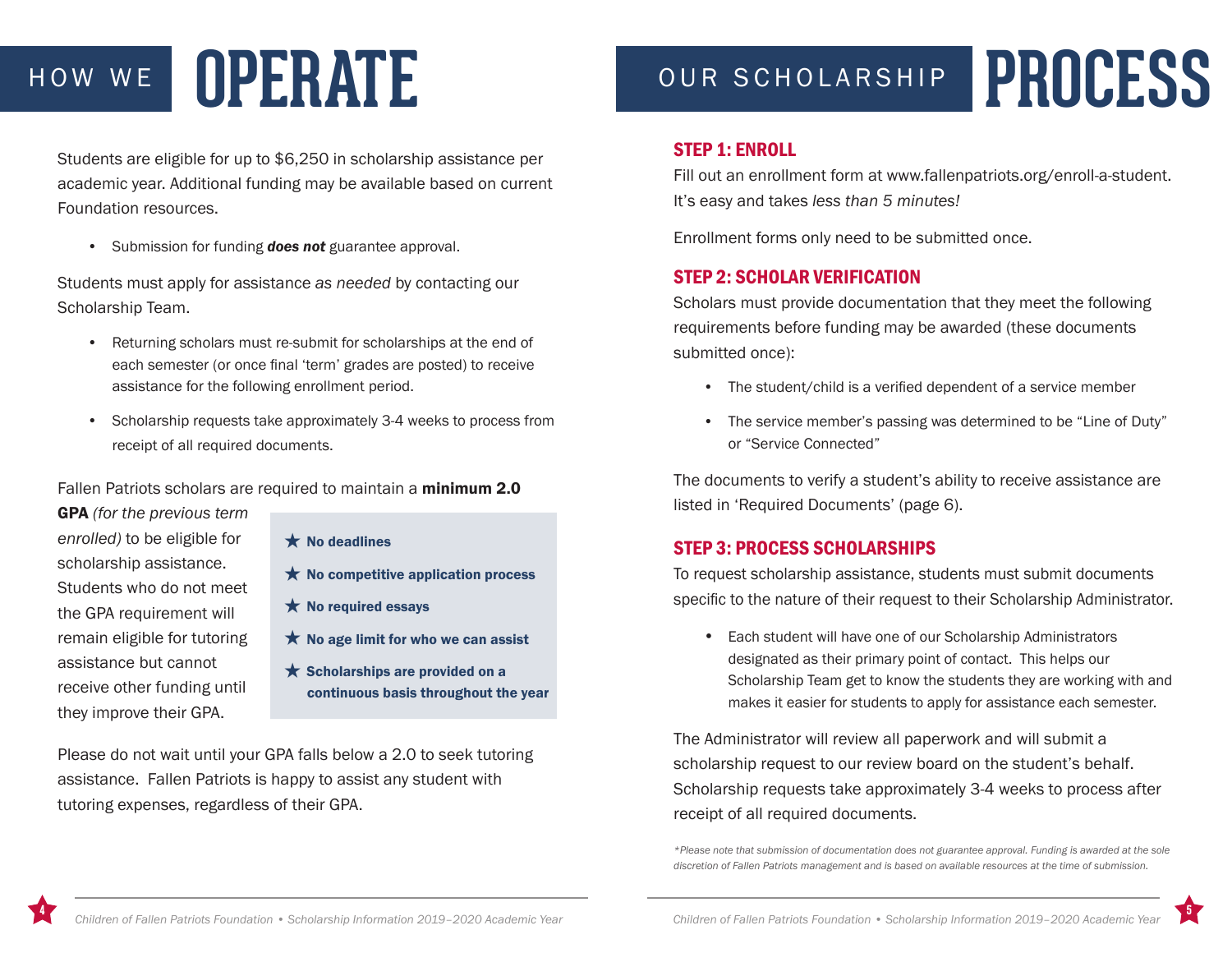# HOW WE OPERATE

Students are eligible for up to $6,250 in scholarship assistance per academic year. Additional funding may be available based on current Foundation resources.

- Submission for funding ***does not*** guarantee approval.

Students must apply for assistance *as needed* by contacting our Scholarship Team.

- Returning scholars must re-submit for scholarships at the end of each semester (or once final 'term' grades are posted) to receive assistance for the following enrollment period.
- Scholarship requests take approximately 3-4 weeks to process from receipt of all required documents.

Fallen Patriots scholars are required to maintain a **minimum 2.0 GPA** *(for the previous term enrolled)* to be eligible for scholarship assistance. Students who do not meet the GPA requirement will remain eligible for tutoring assistance but cannot receive other funding until they improve their GPA.

- ★ **No deadlines**
- ★ **No competitive application process**
- ★ **No required essays**
- ★ **No age limit for who we can assist**
- ★ **Scholarships are provided on a continuous basis throughout the year**

Please do not wait until your GPA falls below a 2.0 to seek tutoring assistance. Fallen Patriots is happy to assist any student with tutoring expenses, regardless of their GPA.

# OUR SCHOLARSHIP PROCESS

## STEP 1: ENROLL

Fill out an enrollment form at www.fallenpatriots.org/enroll-a-student. It's easy and takes *less than 5 minutes!*

Enrollment forms only need to be submitted once.

## STEP 2: SCHOLAR VERIFICATION

Scholars must provide documentation that they meet the following requirements before funding may be awarded (these documents submitted once):

- The student/child is a verified dependent of a service member
- The service member's passing was determined to be "Line of Duty" or "Service Connected"

The documents to verify a student's ability to receive assistance are listed in 'Required Documents' (page 6).

## STEP 3: PROCESS SCHOLARSHIPS

To request scholarship assistance, students must submit documents specific to the nature of their request to their Scholarship Administrator.

- Each student will have one of our Scholarship Administrators designated as their primary point of contact. This helps our Scholarship Team get to know the students they are working with and makes it easier for students to apply for assistance each semester.

The Administrator will review all paperwork and will submit a scholarship request to our review board on the student's behalf. Scholarship requests take approximately 3-4 weeks to process after receipt of all required documents.

*\*Please note that submission of documentation does not guarantee approval. Funding is awarded at the sole discretion of Fallen Patriots management and is based on available resources at the time of submission.*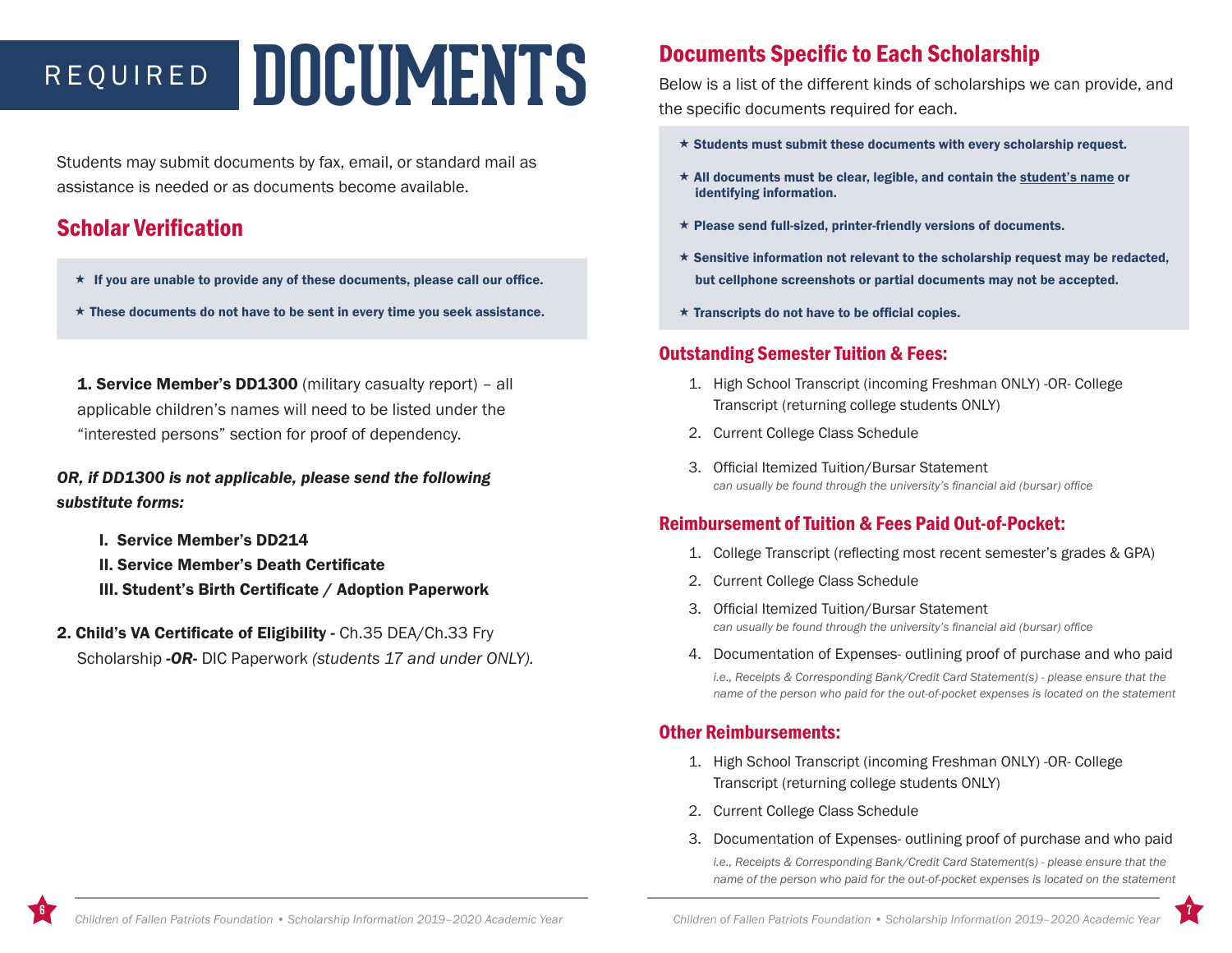# REQUIRED DOCUMENTS

Students may submit documents by fax, email, or standard mail as assistance is needed or as documents become available.

## Scholar Verification

- ★ **If you are unable to provide any of these documents, please call our office.**
- ★ **These documents do not have to be sent in every time you seek assistance.**

**1. Service Member's DD1300** (military casualty report) – all applicable children's names will need to be listed under the "interested persons" section for proof of dependency.

***OR, if DD1300 is not applicable, please send the following substitute forms:***

**I. Service Member's DD214**
**II. Service Member's Death Certificate**
**III. Student's Birth Certificate / Adoption Paperwork**

**2. Child's VA Certificate of Eligibility -** Ch.35 DEA/Ch.33 Fry Scholarship ***-OR-*** DIC Paperwork *(students 17 and under ONLY).*

## Documents Specific to Each Scholarship

Below is a list of the different kinds of scholarships we can provide, and the specific documents required for each.

- ★ **Students must submit these documents with every scholarship request.**
- ★ **All documents must be clear, legible, and contain the student's name or identifying information.**
- ★ **Please send full-sized, printer-friendly versions of documents.**
- ★ **Sensitive information not relevant to the scholarship request may be redacted, but cellphone screenshots or partial documents may not be accepted.**
- ★ **Transcripts do not have to be official copies.**

### Outstanding Semester Tuition & Fees:

1. High School Transcript (incoming Freshman ONLY) -OR- College Transcript (returning college students ONLY)
2. Current College Class Schedule
3. Official Itemized Tuition/Bursar Statement
   *can usually be found through the university's financial aid (bursar) office*

### Reimbursement of Tuition & Fees Paid Out-of-Pocket:

1. College Transcript (reflecting most recent semester's grades & GPA)
2. Current College Class Schedule
3. Official Itemized Tuition/Bursar Statement
   *can usually be found through the university's financial aid (bursar) office*
4. Documentation of Expenses- outlining proof of purchase and who paid
   *i.e., Receipts & Corresponding Bank/Credit Card Statement(s) - please ensure that the name of the person who paid for the out-of-pocket expenses is located on the statement*

### Other Reimbursements:

1. High School Transcript (incoming Freshman ONLY) -OR- College Transcript (returning college students ONLY)
2. Current College Class Schedule
3. Documentation of Expenses- outlining proof of purchase and who paid
   *i.e., Receipts & Corresponding Bank/Credit Card Statement(s) - please ensure that the name of the person who paid for the out-of-pocket expenses is located on the statement*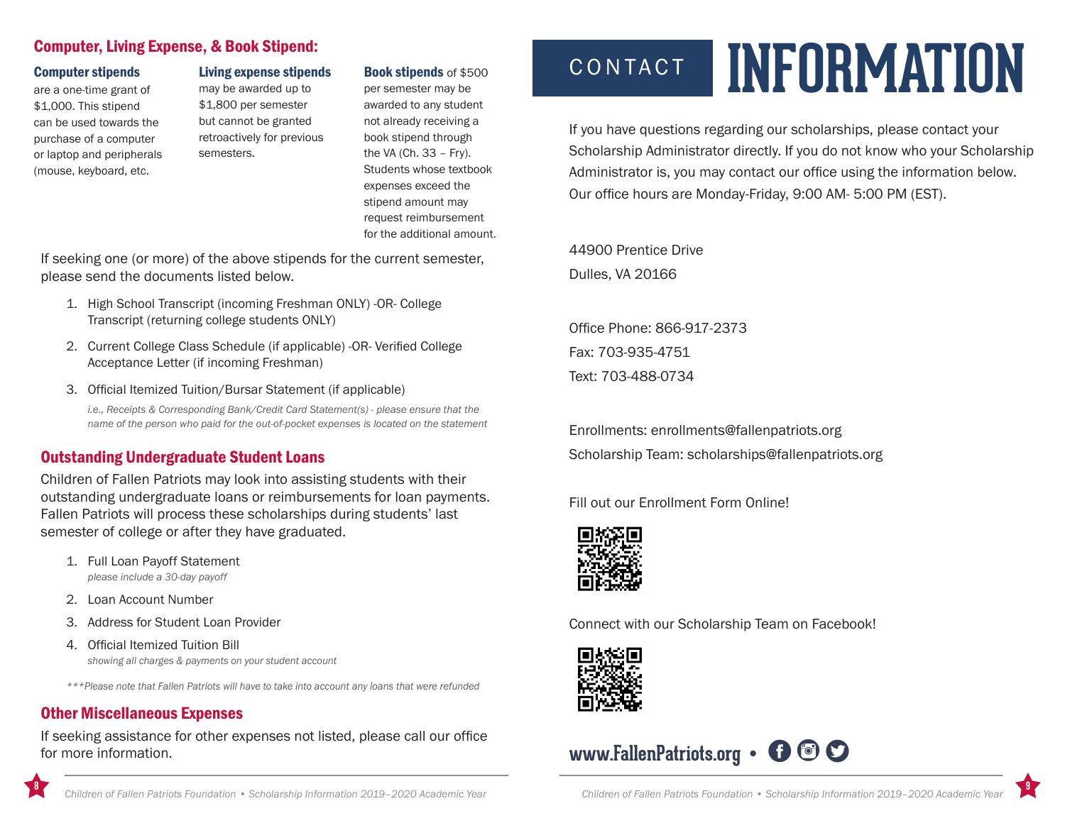## Computer, Living Expense, & Book Stipend:

**Computer stipends** are a one-time grant of $1,000. This stipend can be used towards the purchase of a computer or laptop and peripherals (mouse, keyboard, etc.

**Living expense stipends** may be awarded up to $1,800 per semester but cannot be granted retroactively for previous semesters.

**Book stipends** of $500 per semester may be awarded to any student not already receiving a book stipend through the VA (Ch. 33 – Fry). Students whose textbook expenses exceed the stipend amount may request reimbursement for the additional amount.

If seeking one (or more) of the above stipends for the current semester, please send the documents listed below.

1. High School Transcript (incoming Freshman ONLY) -OR- College Transcript (returning college students ONLY)
2. Current College Class Schedule (if applicable) -OR- Verified College Acceptance Letter (if incoming Freshman)
3. Official Itemized Tuition/Bursar Statement (if applicable)
   *i.e., Receipts & Corresponding Bank/Credit Card Statement(s) - please ensure that the name of the person who paid for the out-of-pocket expenses is located on the statement*

## Outstanding Undergraduate Student Loans

Children of Fallen Patriots may look into assisting students with their outstanding undergraduate loans or reimbursements for loan payments. Fallen Patriots will process these scholarships during students' last semester of college or after they have graduated.

1. Full Loan Payoff Statement
   *please include a 30-day payoff*
2. Loan Account Number
3. Address for Student Loan Provider
4. Official Itemized Tuition Bill
   *showing all charges & payments on your student account*

****Please note that Fallen Patriots will have to take into account any loans that were refunded*

## Other Miscellaneous Expenses

If seeking assistance for other expenses not listed, please call our office for more information.

# CONTACT INFORMATION

If you have questions regarding our scholarships, please contact your Scholarship Administrator directly. If you do not know who your Scholarship Administrator is, you may contact our office using the information below. Our office hours are Monday-Friday, 9:00 AM- 5:00 PM (EST).

44900 Prentice Drive
Dulles, VA 20166

Office Phone: 866-917-2373
Fax: 703-935-4751
Text: 703-488-0734

Enrollments: enrollments@fallenpatriots.org
Scholarship Team: scholarships@fallenpatriots.org

Fill out our Enrollment Form Online!

Connect with our Scholarship Team on Facebook!

**www.FallenPatriots.org**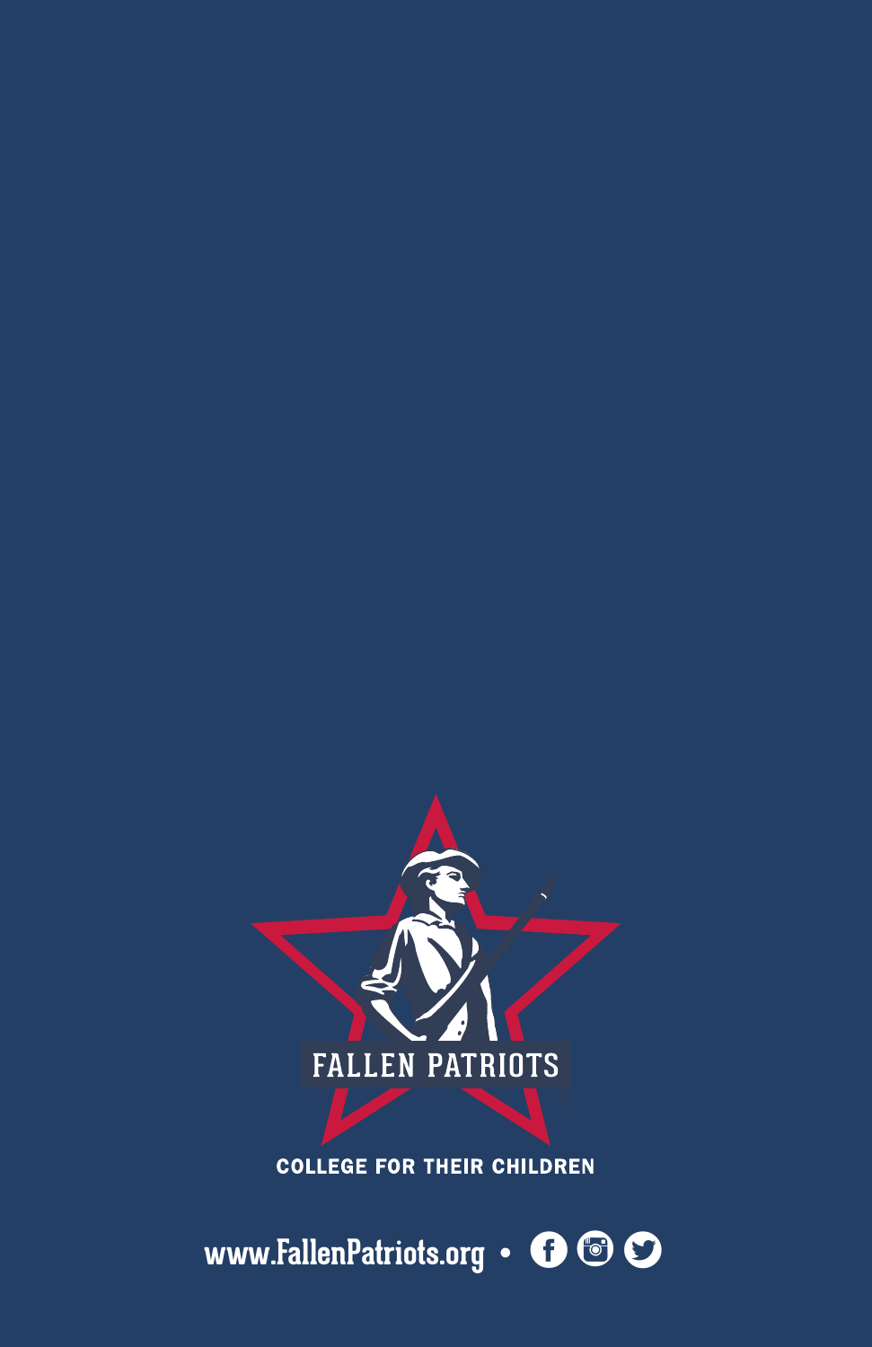FALLEN PATRIOTS

COLLEGE FOR THEIR CHILDREN

www.FallenPatriots.org •